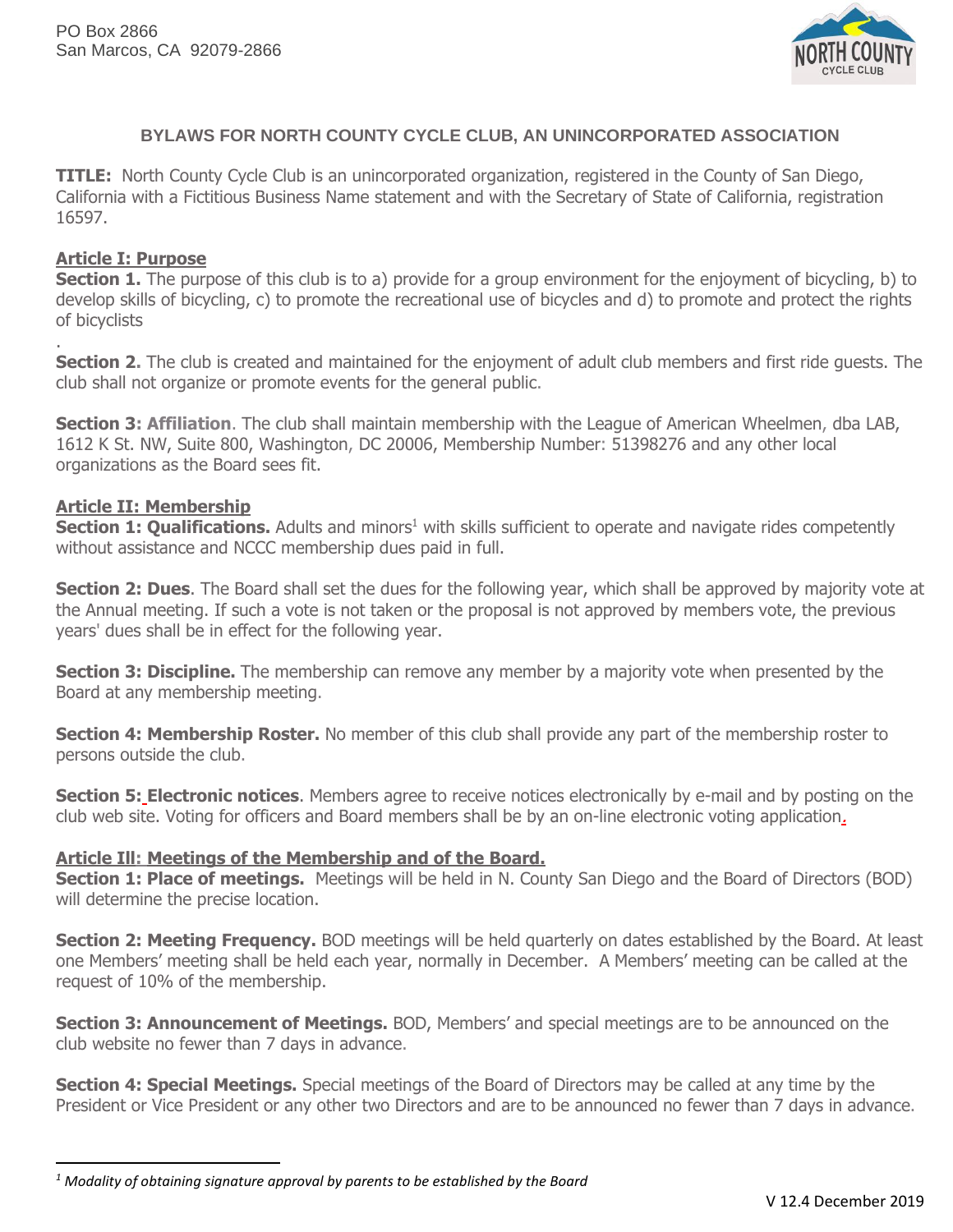PO Box 2866
San Marcos, CA 92079-2866

# BYLAWS FOR NORTH COUNTY CYCLE CLUB, AN UNINCORPORATED ASSOCIATION

**TITLE:** North County Cycle Club is an unincorporated organization, registered in the County of San Diego, California with a Fictitious Business Name statement and with the Secretary of State of California, registration 16597.

## Article I: Purpose

**Section 1.** The purpose of this club is to a) provide for a group environment for the enjoyment of bicycling, b) to develop skills of bicycling, c) to promote the recreational use of bicycles and d) to promote and protect the rights of bicyclists

.

**Section 2.** The club is created and maintained for the enjoyment of adult club members and first ride guests. The club shall not organize or promote events for the general public.

**Section 3: Affiliation**. The club shall maintain membership with the League of American Wheelmen, dba LAB, 1612 K St. NW, Suite 800, Washington, DC 20006, Membership Number: 51398276 and any other local organizations as the Board sees fit.

## Article II: Membership

**Section 1: Qualifications.** Adults and minors[1] with skills sufficient to operate and navigate rides competently without assistance and NCCC membership dues paid in full.

**Section 2: Dues**. The Board shall set the dues for the following year, which shall be approved by majority vote at the Annual meeting. If such a vote is not taken or the proposal is not approved by members vote, the previous years' dues shall be in effect for the following year.

**Section 3: Discipline.** The membership can remove any member by a majority vote when presented by the Board at any membership meeting.

**Section 4: Membership Roster.** No member of this club shall provide any part of the membership roster to persons outside the club.

**Section 5: Electronic notices**. Members agree to receive notices electronically by e-mail and by posting on the club web site. Voting for officers and Board members shall be by an on-line electronic voting application.

## Article III: Meetings of the Membership and of the Board.

**Section 1: Place of meetings.** Meetings will be held in N. County San Diego and the Board of Directors (BOD) will determine the precise location.

**Section 2: Meeting Frequency.** BOD meetings will be held quarterly on dates established by the Board. At least one Members' meeting shall be held each year, normally in December. A Members' meeting can be called at the request of 10% of the membership.

**Section 3: Announcement of Meetings.** BOD, Members' and special meetings are to be announced on the club website no fewer than 7 days in advance.

**Section 4: Special Meetings.** Special meetings of the Board of Directors may be called at any time by the President or Vice President or any other two Directors and are to be announced no fewer than 7 days in advance.

---

[1] *Modality of obtaining signature approval by parents to be established by the Board*

V 12.4 December 2019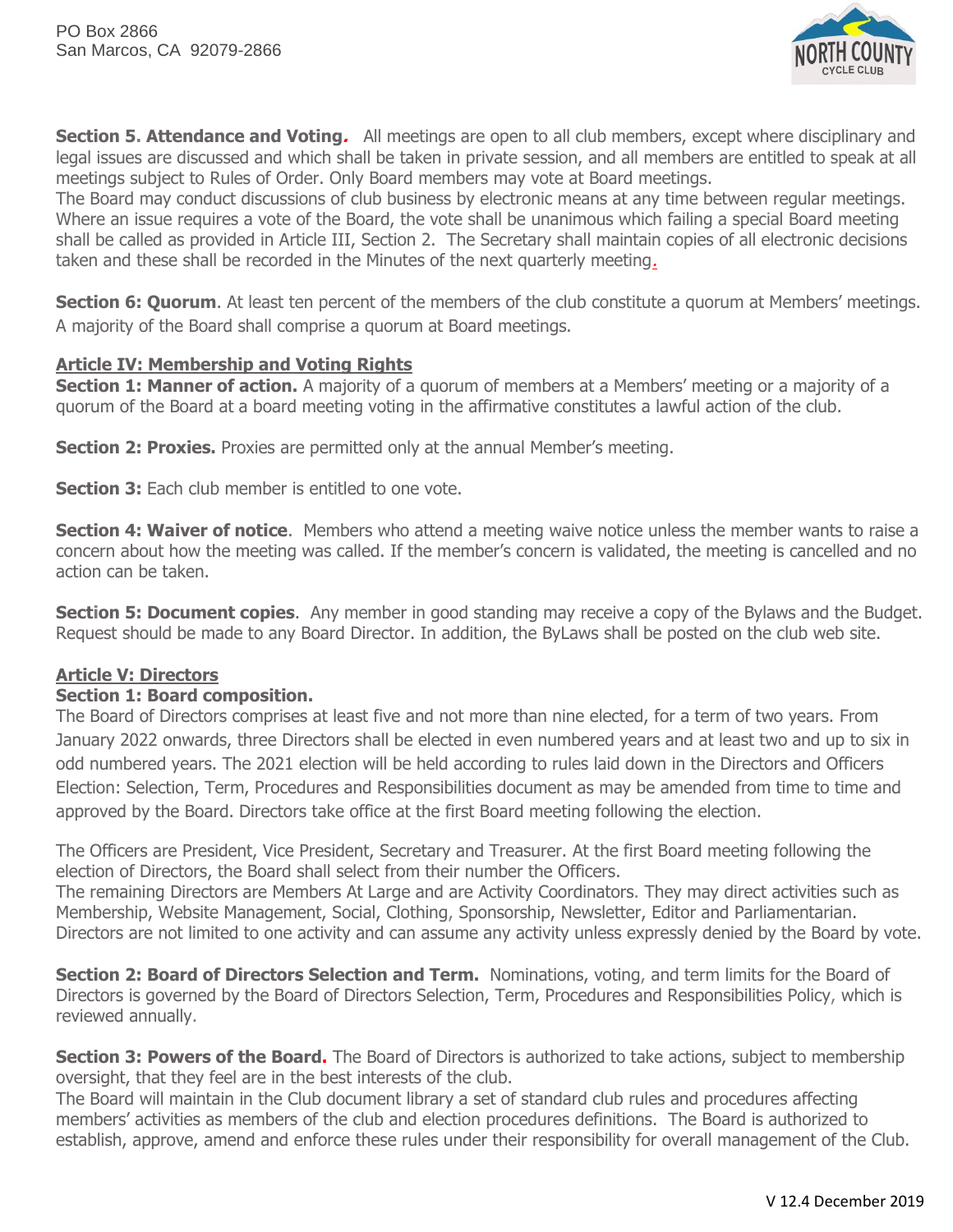**Section 5. Attendance and Voting.** All meetings are open to all club members, except where disciplinary and legal issues are discussed and which shall be taken in private session, and all members are entitled to speak at all meetings subject to Rules of Order. Only Board members may vote at Board meetings.
The Board may conduct discussions of club business by electronic means at any time between regular meetings. Where an issue requires a vote of the Board, the vote shall be unanimous which failing a special Board meeting shall be called as provided in Article III, Section 2. The Secretary shall maintain copies of all electronic decisions taken and these shall be recorded in the Minutes of the next quarterly meeting.

**Section 6: Quorum**. At least ten percent of the members of the club constitute a quorum at Members' meetings. A majority of the Board shall comprise a quorum at Board meetings.

## Article IV: Membership and Voting Rights

**Section 1: Manner of action.** A majority of a quorum of members at a Members' meeting or a majority of a quorum of the Board at a board meeting voting in the affirmative constitutes a lawful action of the club.

**Section 2: Proxies.** Proxies are permitted only at the annual Member's meeting.

**Section 3:** Each club member is entitled to one vote.

**Section 4: Waiver of notice**. Members who attend a meeting waive notice unless the member wants to raise a concern about how the meeting was called. If the member's concern is validated, the meeting is cancelled and no action can be taken.

**Section 5: Document copies**. Any member in good standing may receive a copy of the Bylaws and the Budget. Request should be made to any Board Director. In addition, the ByLaws shall be posted on the club web site.

## Article V: Directors

**Section 1: Board composition.**
The Board of Directors comprises at least five and not more than nine elected, for a term of two years. From January 2022 onwards, three Directors shall be elected in even numbered years and at least two and up to six in odd numbered years. The 2021 election will be held according to rules laid down in the Directors and Officers Election: Selection, Term, Procedures and Responsibilities document as may be amended from time to time and approved by the Board. Directors take office at the first Board meeting following the election.

The Officers are President, Vice President, Secretary and Treasurer. At the first Board meeting following the election of Directors, the Board shall select from their number the Officers.
The remaining Directors are Members At Large and are Activity Coordinators. They may direct activities such as Membership, Website Management, Social, Clothing, Sponsorship, Newsletter, Editor and Parliamentarian. Directors are not limited to one activity and can assume any activity unless expressly denied by the Board by vote.

**Section 2: Board of Directors Selection and Term.** Nominations, voting, and term limits for the Board of Directors is governed by the Board of Directors Selection, Term, Procedures and Responsibilities Policy, which is reviewed annually.

**Section 3: Powers of the Board.** The Board of Directors is authorized to take actions, subject to membership oversight, that they feel are in the best interests of the club.
The Board will maintain in the Club document library a set of standard club rules and procedures affecting members' activities as members of the club and election procedures definitions. The Board is authorized to establish, approve, amend and enforce these rules under their responsibility for overall management of the Club.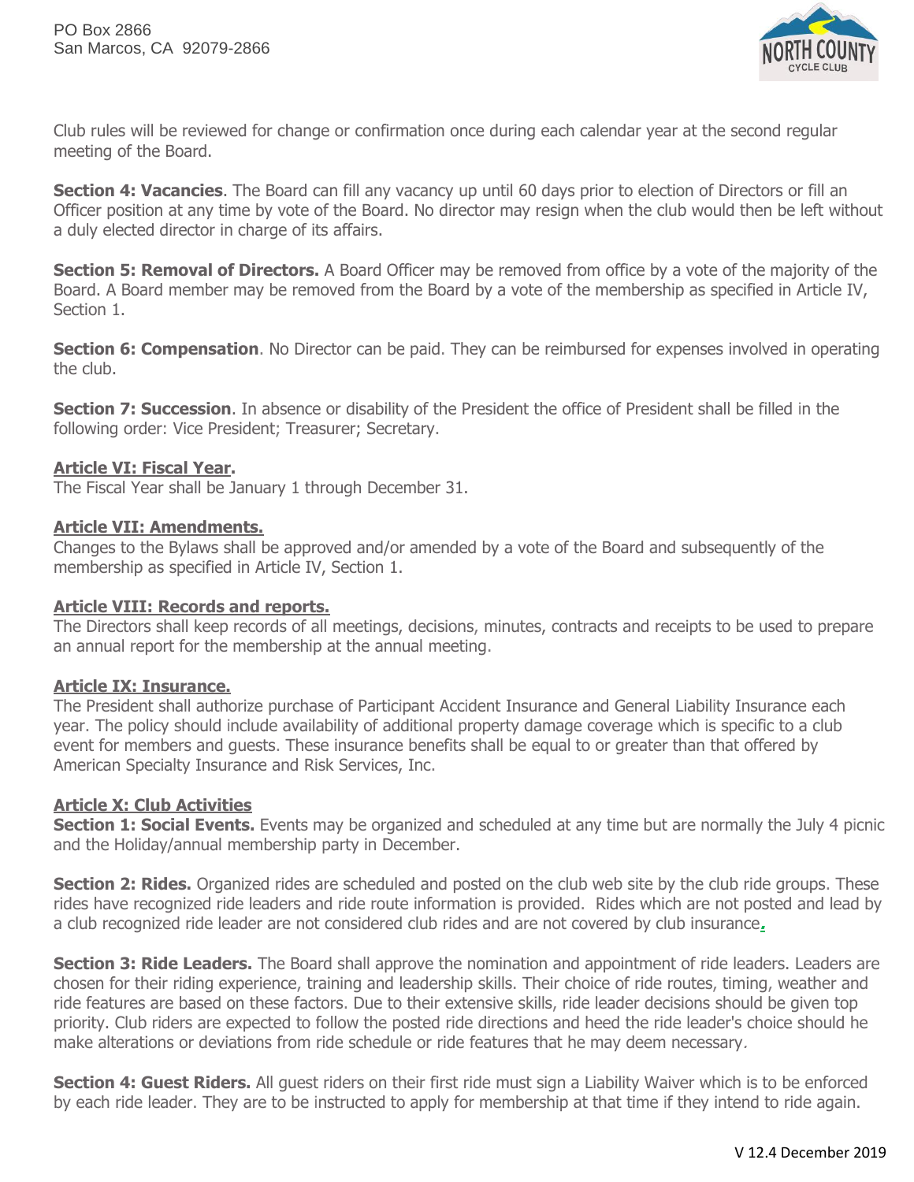Club rules will be reviewed for change or confirmation once during each calendar year at the second regular meeting of the Board.

**Section 4: Vacancies**. The Board can fill any vacancy up until 60 days prior to election of Directors or fill an Officer position at any time by vote of the Board. No director may resign when the club would then be left without a duly elected director in charge of its affairs.

**Section 5: Removal of Directors.** A Board Officer may be removed from office by a vote of the majority of the Board. A Board member may be removed from the Board by a vote of the membership as specified in Article IV, Section 1.

**Section 6: Compensation**. No Director can be paid. They can be reimbursed for expenses involved in operating the club.

**Section 7: Succession**. In absence or disability of the President the office of President shall be filled in the following order: Vice President; Treasurer; Secretary.

## Article VI: Fiscal Year.

The Fiscal Year shall be January 1 through December 31.

## Article VII: Amendments.

Changes to the Bylaws shall be approved and/or amended by a vote of the Board and subsequently of the membership as specified in Article IV, Section 1.

## Article VIII: Records and reports.

The Directors shall keep records of all meetings, decisions, minutes, contracts and receipts to be used to prepare an annual report for the membership at the annual meeting.

## Article IX: Insurance.

The President shall authorize purchase of Participant Accident Insurance and General Liability Insurance each year. The policy should include availability of additional property damage coverage which is specific to a club event for members and guests. These insurance benefits shall be equal to or greater than that offered by American Specialty Insurance and Risk Services, Inc.

## Article X: Club Activities

**Section 1: Social Events.** Events may be organized and scheduled at any time but are normally the July 4 picnic and the Holiday/annual membership party in December.

**Section 2: Rides.** Organized rides are scheduled and posted on the club web site by the club ride groups. These rides have recognized ride leaders and ride route information is provided. Rides which are not posted and lead by a club recognized ride leader are not considered club rides and are not covered by club insurance.

**Section 3: Ride Leaders.** The Board shall approve the nomination and appointment of ride leaders. Leaders are chosen for their riding experience, training and leadership skills. Their choice of ride routes, timing, weather and ride features are based on these factors. Due to their extensive skills, ride leader decisions should be given top priority. Club riders are expected to follow the posted ride directions and heed the ride leader's choice should he make alterations or deviations from ride schedule or ride features that he may deem necessary.

**Section 4: Guest Riders.** All guest riders on their first ride must sign a Liability Waiver which is to be enforced by each ride leader. They are to be instructed to apply for membership at that time if they intend to ride again.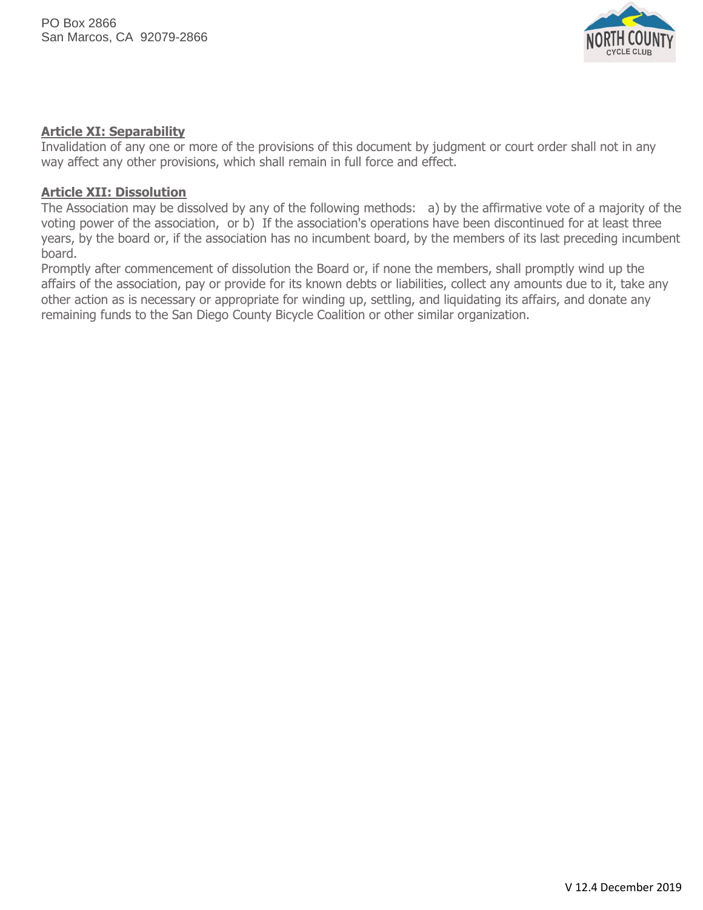**Article XI: Separability**

Invalidation of any one or more of the provisions of this document by judgment or court order shall not in any way affect any other provisions, which shall remain in full force and effect.

**Article XII: Dissolution**

The Association may be dissolved by any of the following methods: a) by the affirmative vote of a majority of the voting power of the association, or b) If the association's operations have been discontinued for at least three years, by the board or, if the association has no incumbent board, by the members of its last preceding incumbent board.

Promptly after commencement of dissolution the Board or, if none the members, shall promptly wind up the affairs of the association, pay or provide for its known debts or liabilities, collect any amounts due to it, take any other action as is necessary or appropriate for winding up, settling, and liquidating its affairs, and donate any remaining funds to the San Diego County Bicycle Coalition or other similar organization.